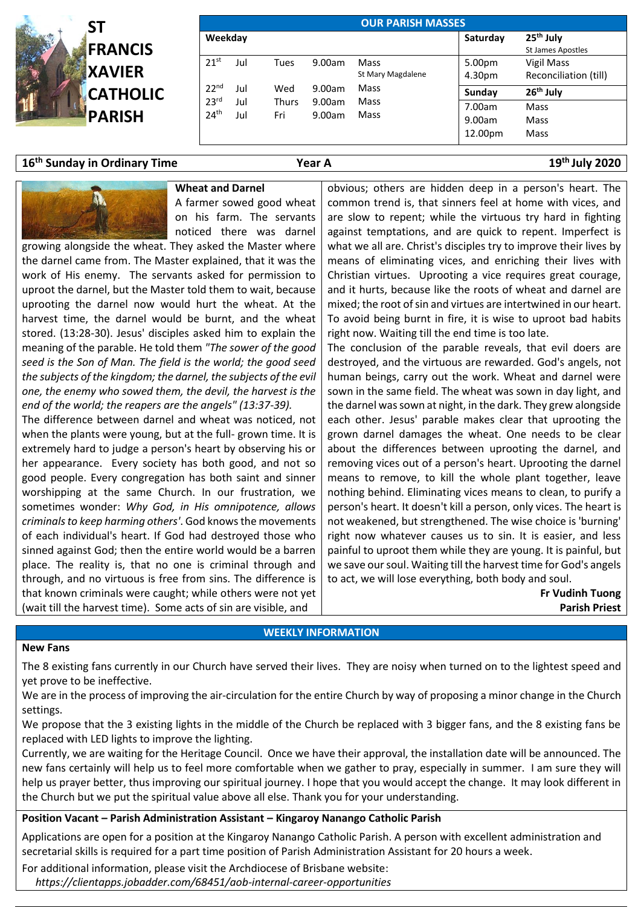# ST FRANCIS XAVIER CATHOLIC PARISH

**OUR PARISH MASSES**

| Weekday | | | | | Saturday | 25th July |
|---|---|---|---|---|---|---|
| | | | | | | St James Apostles |
| 21st | Jul | Tues | 9.00am | Mass | 5.00pm | Vigil Mass |
| | | | | St Mary Magdalene | 4.30pm | Reconciliation (till) |
| 22nd | Jul | Wed | 9.00am | Mass | **Sunday** | **26th July** |
| 23rd | Jul | Thurs | 9.00am | Mass | 7.00am | Mass |
| 24th | Jul | Fri | 9.00am | Mass | 9.00am | Mass |
| | | | | | 12.00pm | Mass |

**16th Sunday in Ordinary Time** — **Year A** — **19th July 2020**

### Wheat and Darnel

A farmer sowed good wheat on his farm. The servants noticed there was darnel growing alongside the wheat. They asked the Master where the darnel came from. The Master explained, that it was the work of His enemy. The servants asked for permission to uproot the darnel, but the Master told them to wait, because uprooting the darnel now would hurt the wheat. At the harvest time, the darnel would be burnt, and the wheat stored. (13:28-30). Jesus' disciples asked him to explain the meaning of the parable. He told them *"The sower of the good seed is the Son of Man. The field is the world; the good seed the subjects of the kingdom; the darnel, the subjects of the evil one, the enemy who sowed them, the devil, the harvest is the end of the world; the reapers are the angels" (13:37-39).*

The difference between darnel and wheat was noticed, not when the plants were young, but at the full- grown time. It is extremely hard to judge a person's heart by observing his or her appearance. Every society has both good, and not so good people. Every congregation has both saint and sinner worshipping at the same Church. In our frustration, we sometimes wonder: *Why God, in His omnipotence, allows criminals to keep harming others'*. God knows the movements of each individual's heart. If God had destroyed those who sinned against God; then the entire world would be a barren place. The reality is, that no one is criminal through and through, and no virtuous is free from sins. The difference is that known criminals were caught; while others were not yet (wait till the harvest time). Some acts of sin are visible, and obvious; others are hidden deep in a person's heart. The common trend is, that sinners feel at home with vices, and are slow to repent; while the virtuous try hard in fighting against temptations, and are quick to repent. Imperfect is what we all are. Christ's disciples try to improve their lives by means of eliminating vices, and enriching their lives with Christian virtues. Uprooting a vice requires great courage, and it hurts, because like the roots of wheat and darnel are mixed; the root of sin and virtues are intertwined in our heart. To avoid being burnt in fire, it is wise to uproot bad habits right now. Waiting till the end time is too late.

The conclusion of the parable reveals, that evil doers are destroyed, and the virtuous are rewarded. God's angels, not human beings, carry out the work. Wheat and darnel were sown in the same field. The wheat was sown in day light, and the darnel was sown at night, in the dark. They grew alongside each other. Jesus' parable makes clear that uprooting the grown darnel damages the wheat. One needs to be clear about the differences between uprooting the darnel, and removing vices out of a person's heart. Uprooting the darnel means to remove, to kill the whole plant together, leave nothing behind. Eliminating vices means to clean, to purify a person's heart. It doesn't kill a person, only vices. The heart is not weakened, but strengthened. The wise choice is 'burning' right now whatever causes us to sin. It is easier, and less painful to uproot them while they are young. It is painful, but we save our soul. Waiting till the harvest time for God's angels to act, we will lose everything, both body and soul.

**Fr Vudinh Tuong**
**Parish Priest**

## WEEKLY INFORMATION

### New Fans

The 8 existing fans currently in our Church have served their lives. They are noisy when turned on to the lightest speed and yet prove to be ineffective.

We are in the process of improving the air-circulation for the entire Church by way of proposing a minor change in the Church settings.

We propose that the 3 existing lights in the middle of the Church be replaced with 3 bigger fans, and the 8 existing fans be replaced with LED lights to improve the lighting.

Currently, we are waiting for the Heritage Council. Once we have their approval, the installation date will be announced. The new fans certainly will help us to feel more comfortable when we gather to pray, especially in summer. I am sure they will help us prayer better, thus improving our spiritual journey. I hope that you would accept the change. It may look different in the Church but we put the spiritual value above all else. Thank you for your understanding.

### Position Vacant – Parish Administration Assistant – Kingaroy Nanango Catholic Parish

Applications are open for a position at the Kingaroy Nanango Catholic Parish. A person with excellent administration and secretarial skills is required for a part time position of Parish Administration Assistant for 20 hours a week.

For additional information, please visit the Archdiocese of Brisbane website:
*https://clientapps.jobadder.com/68451/aob-internal-career-opportunities*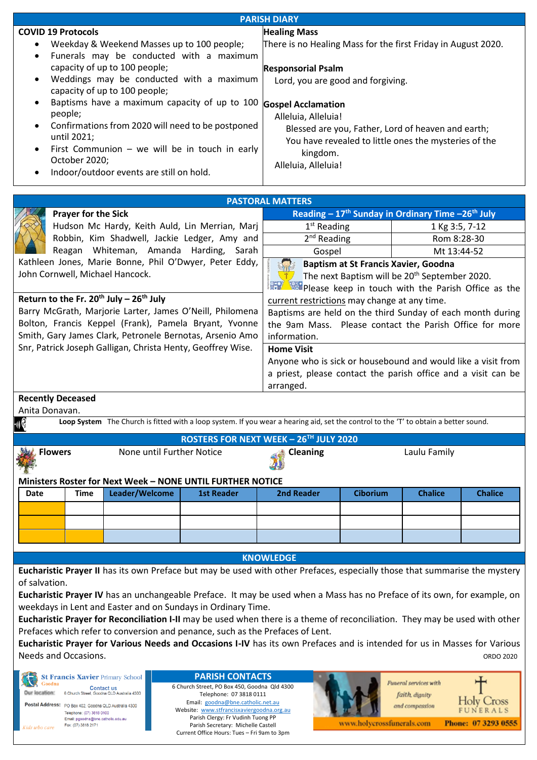## PARISH DIARY

### COVID 19 Protocols

- Weekday & Weekend Masses up to 100 people;
- Funerals may be conducted with a maximum capacity of up to 100 people;
- Weddings may be conducted with a maximum capacity of up to 100 people;
- Baptisms have a maximum capacity of up to 100 people;
- Confirmations from 2020 will need to be postponed until 2021;
- First Communion – we will be in touch in early October 2020;
- Indoor/outdoor events are still on hold.

### Healing Mass

There is no Healing Mass for the first Friday in August 2020.

### Responsorial Psalm

Lord, you are good and forgiving.

### Gospel Acclamation

Alleluia, Alleluia!
Blessed are you, Father, Lord of heaven and earth;
You have revealed to little ones the mysteries of the kingdom.
Alleluia, Alleluia!

## PASTORAL MATTERS

### Prayer for the Sick

Hudson Mc Hardy, Keith Auld, Lin Merrian, Marj Robbin, Kim Shadwell, Jackie Ledger, Amy and Reagan Whiteman, Amanda Harding, Sarah Kathleen Jones, Marie Bonne, Phil O'Dwyer, Peter Eddy, John Cornwell, Michael Hancock.

### Return to the Fr. 20th July – 26th July

Barry McGrath, Marjorie Larter, James O'Neill, Philomena Bolton, Francis Keppel (Frank), Pamela Bryant, Yvonne Smith, Gary James Clark, Petronele Bernotas, Arsenio Amo Snr, Patrick Joseph Galligan, Christa Henty, Geoffrey Wise.

### Reading – 17th Sunday in Ordinary Time –26th July

| | |
|---|---|
| 1st Reading | 1 Kg 3:5, 7-12 |
| 2nd Reading | Rom 8:28-30 |
| Gospel | Mt 13:44-52 |

### Baptism at St Francis Xavier, Goodna

The next Baptism will be 20th September 2020. Please keep in touch with the Parish Office as the current restrictions may change at any time.

Baptisms are held on the third Sunday of each month during the 9am Mass. Please contact the Parish Office for more information.

### Home Visit

Anyone who is sick or housebound and would like a visit from a priest, please contact the parish office and a visit can be arranged.

### Recently Deceased

Anita Donavan.

**Loop System** The Church is fitted with a loop system. If you wear a hearing aid, set the control to the 'T' to obtain a better sound.

## ROSTERS FOR NEXT WEEK – 26TH JULY 2020

**Flowers** None until Further Notice

**Cleaning** Laulu Family

**Ministers Roster for Next Week – NONE UNTIL FURTHER NOTICE**

| Date | Time | Leader/Welcome | 1st Reader | 2nd Reader | Ciborium | Chalice | Chalice |
|---|---|---|---|---|---|---|---|
| | | | | | | | |
| | | | | | | | |
| | | | | | | | |

## KNOWLEDGE

**Eucharistic Prayer II** has its own Preface but may be used with other Prefaces, especially those that summarise the mystery of salvation.

**Eucharistic Prayer IV** has an unchangeable Preface. It may be used when a Mass has no Preface of its own, for example, on weekdays in Lent and Easter and on Sundays in Ordinary Time.

**Eucharistic Prayer for Reconciliation I-II** may be used when there is a theme of reconciliation. They may be used with other Prefaces which refer to conversion and penance, such as the Prefaces of Lent.

**Eucharistic Prayer for Various Needs and Occasions I-IV** has its own Prefaces and is intended for us in Masses for Various Needs and Occasions.

ORDO 2020

**St Francis Xavier Primary School** Goodna
Contact us
Our location: 6 Church Street, Goodna QLD Australia 4300
Postal Address: PO Box 402, Goodna QLD Australia 4300
Telephone: (07) 3818 0100
Email: pgoodna@bne.catholic.edu.au
Fax: (07) 3818 2171
Kids who care

## PARISH CONTACTS

6 Church Street, PO Box 450, Goodna Qld 4300
Telephone: 07 3818 0111
Email: goodna@bne.catholic.net.au
Website: www.stfrancisxaviergoodna.org.au
Parish Clergy: Fr Vudinh Tuong PP
Parish Secretary: Michelle Castell
Current Office Hours: Tues – Fri 9am to 3pm

Funeral services with faith, dignity and compassion
Holy Cross FUNERALS
www.holycrossfunerals.com Phone: 07 3293 0555